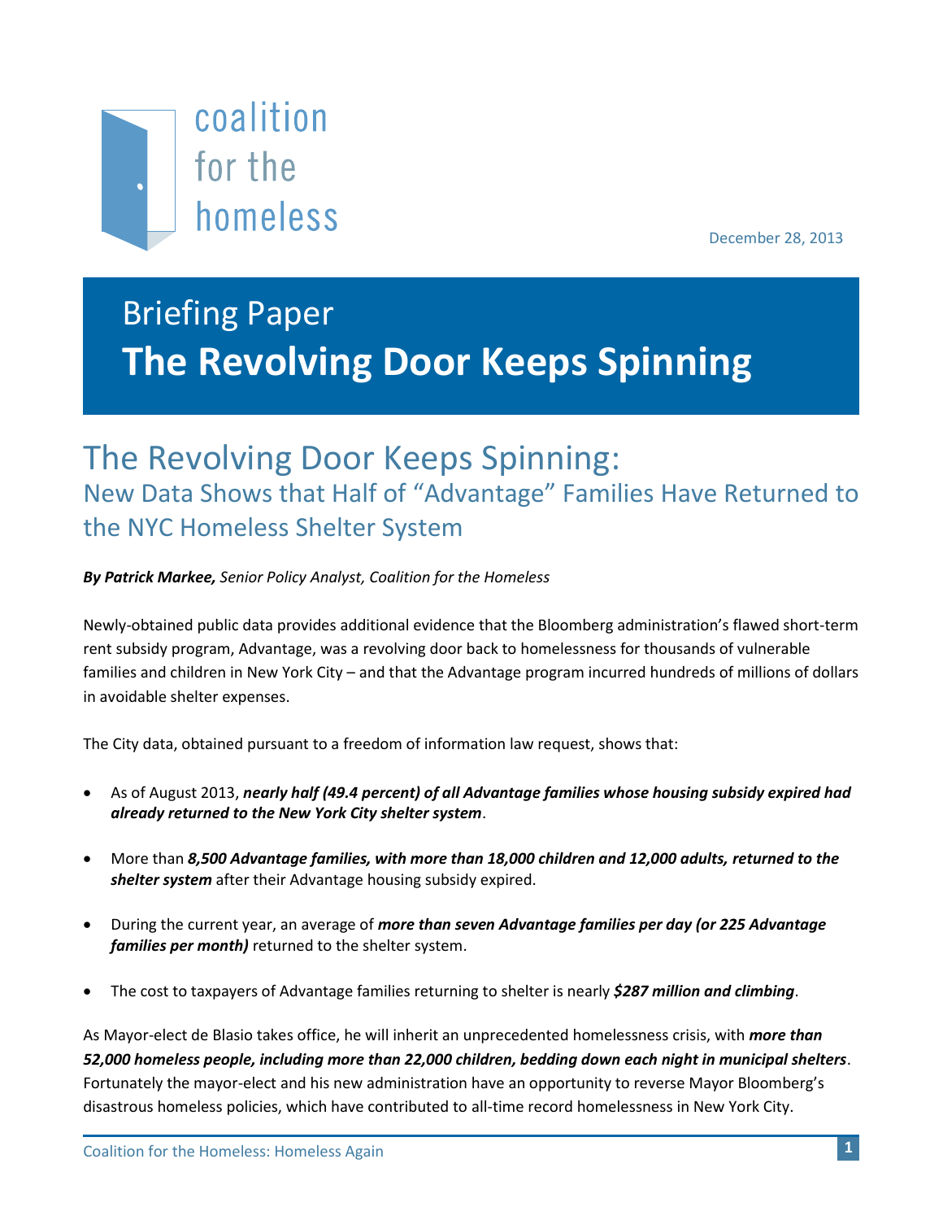coalition for the homeless

December 28, 2013

# Briefing Paper

# The Revolving Door Keeps Spinning

## The Revolving Door Keeps Spinning:

### New Data Shows that Half of "Advantage" Families Have Returned to the NYC Homeless Shelter System

***By Patrick Markee,*** *Senior Policy Analyst, Coalition for the Homeless*

Newly-obtained public data provides additional evidence that the Bloomberg administration's flawed short-term rent subsidy program, Advantage, was a revolving door back to homelessness for thousands of vulnerable families and children in New York City – and that the Advantage program incurred hundreds of millions of dollars in avoidable shelter expenses.

The City data, obtained pursuant to a freedom of information law request, shows that:

- As of August 2013, ***nearly half (49.4 percent) of all Advantage families whose housing subsidy expired had already returned to the New York City shelter system***.
- More than ***8,500 Advantage families, with more than 18,000 children and 12,000 adults, returned to the shelter system*** after their Advantage housing subsidy expired.
- During the current year, an average of ***more than seven Advantage families per day (or 225 Advantage families per month)*** returned to the shelter system.
- The cost to taxpayers of Advantage families returning to shelter is nearly ***$287 million and climbing***.

As Mayor-elect de Blasio takes office, he will inherit an unprecedented homelessness crisis, with ***more than 52,000 homeless people, including more than 22,000 children, bedding down each night in municipal shelters***. Fortunately the mayor-elect and his new administration have an opportunity to reverse Mayor Bloomberg's disastrous homeless policies, which have contributed to all-time record homelessness in New York City.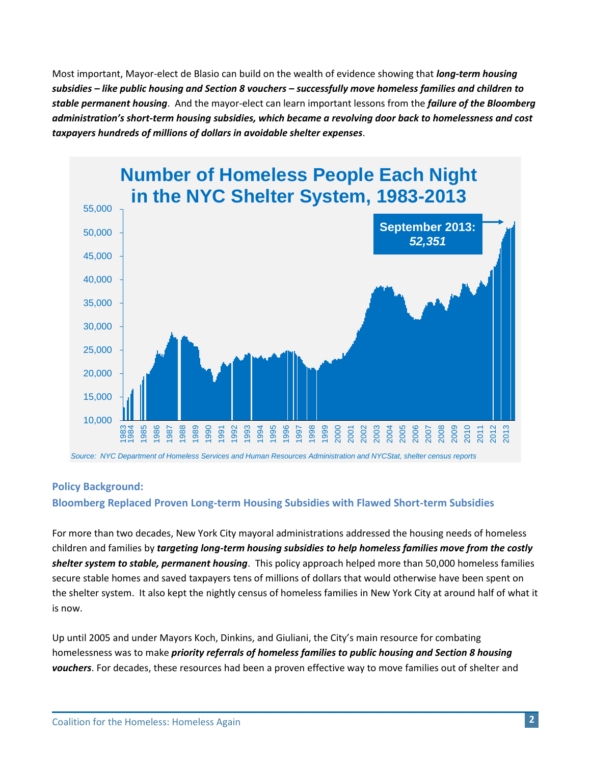Most important, Mayor-elect de Blasio can build on the wealth of evidence showing that ***long-term housing subsidies – like public housing and Section 8 vouchers – successfully move homeless families and children to stable permanent housing***. And the mayor-elect can learn important lessons from the ***failure of the Bloomberg administration's short-term housing subsidies, which became a revolving door back to homelessness and cost taxpayers hundreds of millions of dollars in avoidable shelter expenses***.

**Number of Homeless People Each Night in the NYC Shelter System, 1983-2013**

September 2013: *52,351*

*Source: NYC Department of Homeless Services and Human Resources Administration and NYCStat, shelter census reports*

### Policy Background:
### Bloomberg Replaced Proven Long-term Housing Subsidies with Flawed Short-term Subsidies

For more than two decades, New York City mayoral administrations addressed the housing needs of homeless children and families by ***targeting long-term housing subsidies to help homeless families move from the costly shelter system to stable, permanent housing***. This policy approach helped more than 50,000 homeless families secure stable homes and saved taxpayers tens of millions of dollars that would otherwise have been spent on the shelter system. It also kept the nightly census of homeless families in New York City at around half of what it is now.

Up until 2005 and under Mayors Koch, Dinkins, and Giuliani, the City's main resource for combating homelessness was to make ***priority referrals of homeless families to public housing and Section 8 housing vouchers***. For decades, these resources had been a proven effective way to move families out of shelter and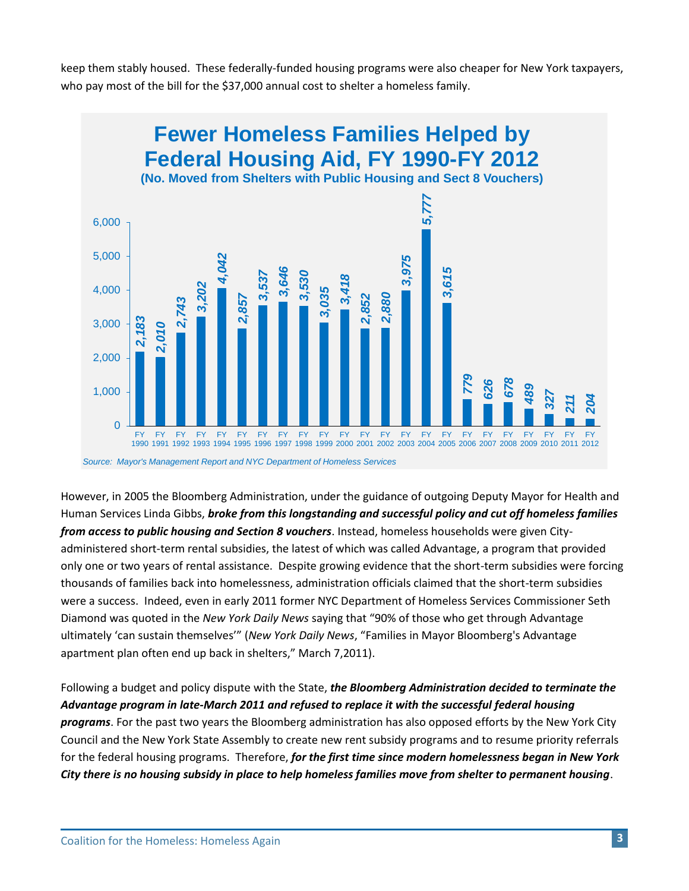keep them stably housed. These federally-funded housing programs were also cheaper for New York taxpayers, who pay most of the bill for the $37,000 annual cost to shelter a homeless family.

**Fewer Homeless Families Helped by Federal Housing Aid, FY 1990-FY 2012**

**(No. Moved from Shelters with Public Housing and Sect 8 Vouchers)**

| Fiscal Year | No. Moved |
|---|---|
| FY 1990 | 2,183 |
| FY 1991 | 2,010 |
| FY 1992 | 2,743 |
| FY 1993 | 3,202 |
| FY 1994 | 4,042 |
| FY 1995 | 2,857 |
| FY 1996 | 3,537 |
| FY 1997 | 3,646 |
| FY 1998 | 3,530 |
| FY 1999 | 3,035 |
| FY 2000 | 3,418 |
| FY 2001 | 2,852 |
| FY 2002 | 2,880 |
| FY 2003 | 3,975 |
| FY 2004 | 5,777 |
| FY 2005 | 3,615 |
| FY 2006 | 779 |
| FY 2007 | 626 |
| FY 2008 | 678 |
| FY 2009 | 489 |
| FY 2010 | 327 |
| FY 2011 | 211 |
| FY 2012 | 204 |

*Source: Mayor's Management Report and NYC Department of Homeless Services*

However, in 2005 the Bloomberg Administration, under the guidance of outgoing Deputy Mayor for Health and Human Services Linda Gibbs, ***broke from this longstanding and successful policy and cut off homeless families from access to public housing and Section 8 vouchers***. Instead, homeless households were given City-administered short-term rental subsidies, the latest of which was called Advantage, a program that provided only one or two years of rental assistance. Despite growing evidence that the short-term subsidies were forcing thousands of families back into homelessness, administration officials claimed that the short-term subsidies were a success. Indeed, even in early 2011 former NYC Department of Homeless Services Commissioner Seth Diamond was quoted in the *New York Daily News* saying that "90% of those who get through Advantage ultimately 'can sustain themselves'" (*New York Daily News*, "Families in Mayor Bloomberg's Advantage apartment plan often end up back in shelters," March 7,2011).

Following a budget and policy dispute with the State, ***the Bloomberg Administration decided to terminate the Advantage program in late-March 2011 and refused to replace it with the successful federal housing programs***. For the past two years the Bloomberg administration has also opposed efforts by the New York City Council and the New York State Assembly to create new rent subsidy programs and to resume priority referrals for the federal housing programs. Therefore, ***for the first time since modern homelessness began in New York City there is no housing subsidy in place to help homeless families move from shelter to permanent housing***.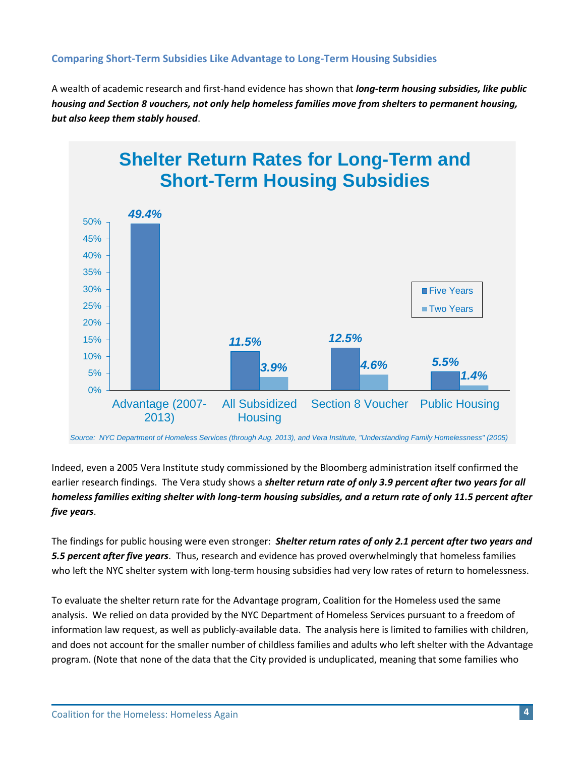### Comparing Short-Term Subsidies Like Advantage to Long-Term Housing Subsidies

A wealth of academic research and first-hand evidence has shown that ***long-term housing subsidies, like public housing and Section 8 vouchers, not only help homeless families move from shelters to permanent housing, but also keep them stably housed***.

**Shelter Return Rates for Long-Term and Short-Term Housing Subsidies**

| | Five Years | Two Years |
|---|---|---|
| Advantage (2007-2013) | 49.4% | |
| All Subsidized Housing | 11.5% | 3.9% |
| Section 8 Voucher | 12.5% | 4.6% |
| Public Housing | 5.5% | 1.4% |

*Source: NYC Department of Homeless Services (through Aug. 2013), and Vera Institute, "Understanding Family Homelessness" (2005)*

Indeed, even a 2005 Vera Institute study commissioned by the Bloomberg administration itself confirmed the earlier research findings. The Vera study shows a ***shelter return rate of only 3.9 percent after two years for all homeless families exiting shelter with long-term housing subsidies, and a return rate of only 11.5 percent after five years***.

The findings for public housing were even stronger: ***Shelter return rates of only 2.1 percent after two years and 5.5 percent after five years***. Thus, research and evidence has proved overwhelmingly that homeless families who left the NYC shelter system with long-term housing subsidies had very low rates of return to homelessness.

To evaluate the shelter return rate for the Advantage program, Coalition for the Homeless used the same analysis. We relied on data provided by the NYC Department of Homeless Services pursuant to a freedom of information law request, as well as publicly-available data. The analysis here is limited to families with children, and does not account for the smaller number of childless families and adults who left shelter with the Advantage program. (Note that none of the data that the City provided is unduplicated, meaning that some families who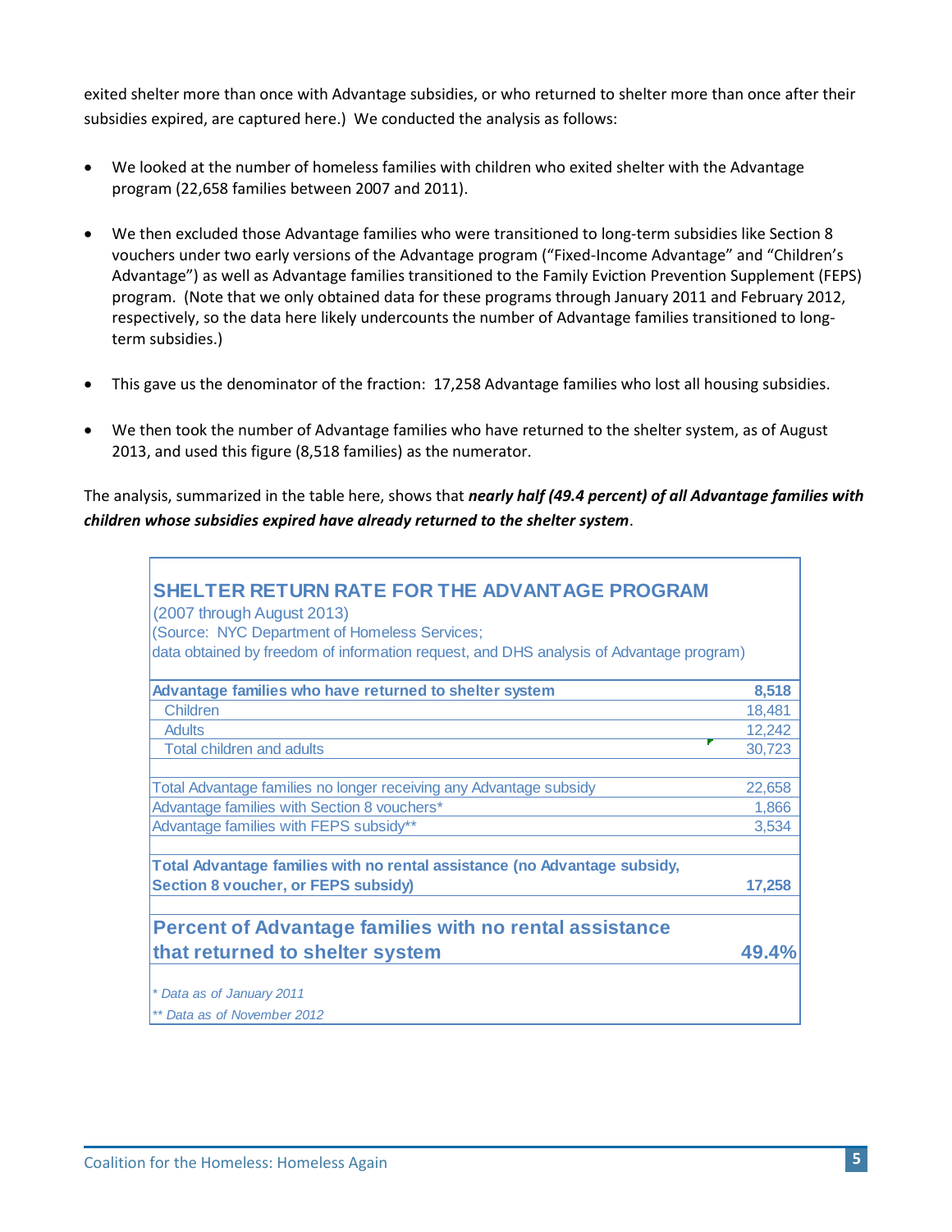exited shelter more than once with Advantage subsidies, or who returned to shelter more than once after their subsidies expired, are captured here.) We conducted the analysis as follows:

- We looked at the number of homeless families with children who exited shelter with the Advantage program (22,658 families between 2007 and 2011).
- We then excluded those Advantage families who were transitioned to long-term subsidies like Section 8 vouchers under two early versions of the Advantage program ("Fixed-Income Advantage" and "Children's Advantage") as well as Advantage families transitioned to the Family Eviction Prevention Supplement (FEPS) program. (Note that we only obtained data for these programs through January 2011 and February 2012, respectively, so the data here likely undercounts the number of Advantage families transitioned to long-term subsidies.)
- This gave us the denominator of the fraction: 17,258 Advantage families who lost all housing subsidies.
- We then took the number of Advantage families who have returned to the shelter system, as of August 2013, and used this figure (8,518 families) as the numerator.

The analysis, summarized in the table here, shows that ***nearly half (49.4 percent) of all Advantage families with children whose subsidies expired have already returned to the shelter system***.

**SHELTER RETURN RATE FOR THE ADVANTAGE PROGRAM**
(2007 through August 2013)
(Source: NYC Department of Homeless Services;
data obtained by freedom of information request, and DHS analysis of Advantage program)

| | |
|---|---|
| **Advantage families who have returned to shelter system** | **8,518** |
| Children | 18,481 |
| Adults | 12,242 |
| Total children and adults | 30,723 |
| | |
| Total Advantage families no longer receiving any Advantage subsidy | 22,658 |
| Advantage families with Section 8 vouchers* | 1,866 |
| Advantage families with FEPS subsidy** | 3,534 |
| | |
| **Total Advantage families with no rental assistance (no Advantage subsidy, Section 8 voucher, or FEPS subsidy)** | **17,258** |
| | |
| **Percent of Advantage families with no rental assistance that returned to shelter system** | **49.4%** |

*\* Data as of January 2011*

*\*\* Data as of November 2012*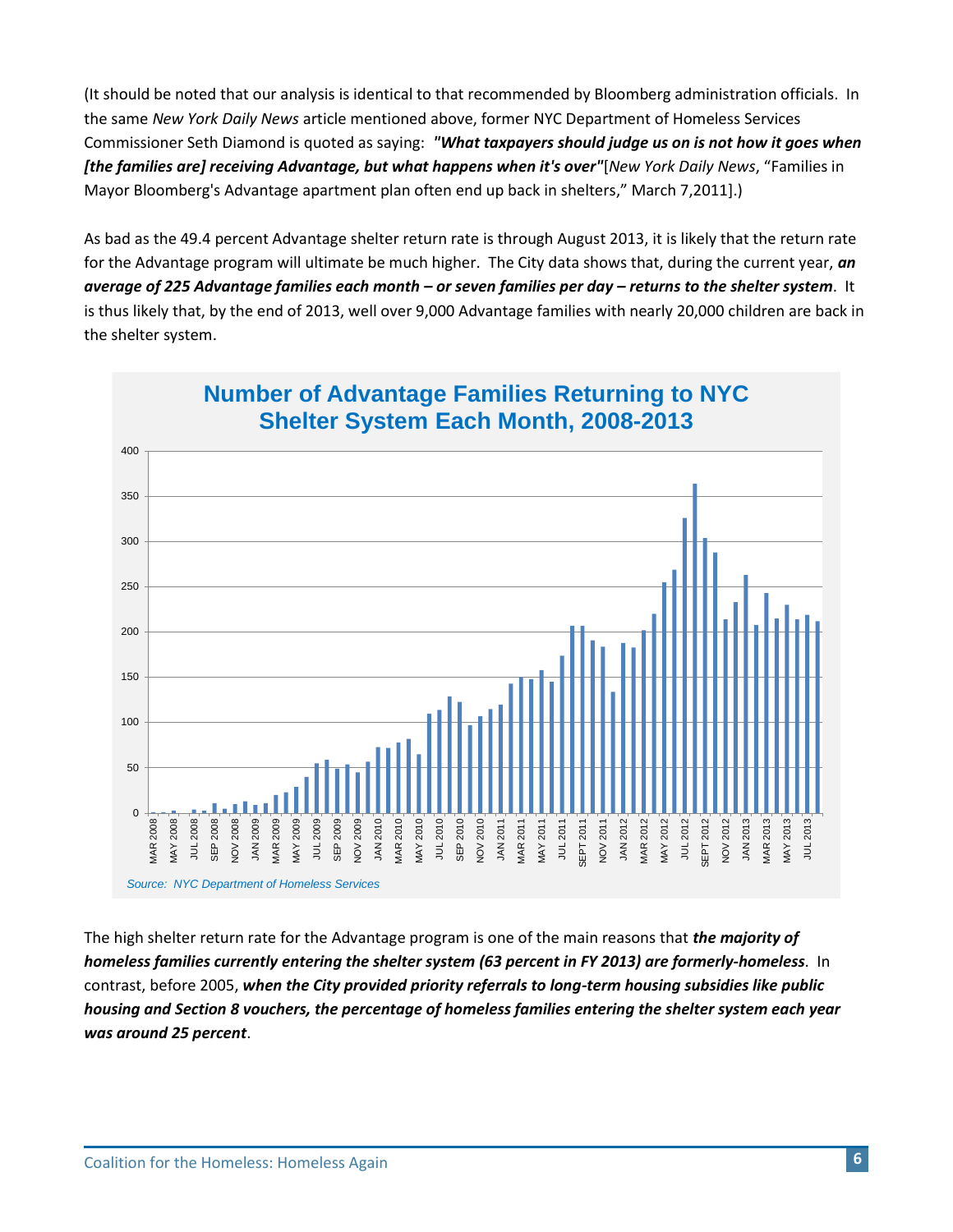(It should be noted that our analysis is identical to that recommended by Bloomberg administration officials. In the same *New York Daily News* article mentioned above, former NYC Department of Homeless Services Commissioner Seth Diamond is quoted as saying: ***"What taxpayers should judge us on is not how it goes when [the families are] receiving Advantage, but what happens when it's over"***[*New York Daily News*, "Families in Mayor Bloomberg's Advantage apartment plan often end up back in shelters," March 7,2011].)

As bad as the 49.4 percent Advantage shelter return rate is through August 2013, it is likely that the return rate for the Advantage program will ultimate be much higher. The City data shows that, during the current year, ***an average of 225 Advantage families each month – or seven families per day – returns to the shelter system***. It is thus likely that, by the end of 2013, well over 9,000 Advantage families with nearly 20,000 children are back in the shelter system.

**Number of Advantage Families Returning to NYC Shelter System Each Month, 2008-2013**

*Source: NYC Department of Homeless Services*

The high shelter return rate for the Advantage program is one of the main reasons that ***the majority of homeless families currently entering the shelter system (63 percent in FY 2013) are formerly-homeless***. In contrast, before 2005, ***when the City provided priority referrals to long-term housing subsidies like public housing and Section 8 vouchers, the percentage of homeless families entering the shelter system each year was around 25 percent***.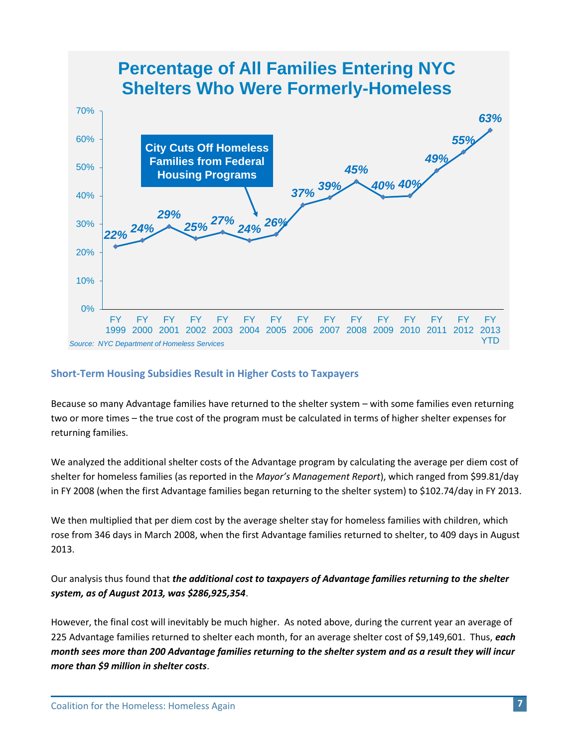**Percentage of All Families Entering NYC Shelters Who Were Formerly-Homeless**

| Fiscal Year | Percentage |
|---|---|
| FY 1999 | 22% |
| FY 2000 | 24% |
| FY 2001 | 29% |
| FY 2002 | 25% |
| FY 2003 | 27% |
| FY 2004 | 24% |
| FY 2005 | 26% |
| FY 2006 | 37% |
| FY 2007 | 39% |
| FY 2008 | 45% |
| FY 2009 | 40% |
| FY 2010 | 40% |
| FY 2011 | 49% |
| FY 2012 | 55% |
| FY 2013 YTD | 63% |

City Cuts Off Homeless Families from Federal Housing Programs

*Source: NYC Department of Homeless Services*

## Short-Term Housing Subsidies Result in Higher Costs to Taxpayers

Because so many Advantage families have returned to the shelter system – with some families even returning two or more times – the true cost of the program must be calculated in terms of higher shelter expenses for returning families.

We analyzed the additional shelter costs of the Advantage program by calculating the average per diem cost of shelter for homeless families (as reported in the *Mayor's Management Report*), which ranged from $99.81/day in FY 2008 (when the first Advantage families began returning to the shelter system) to $102.74/day in FY 2013.

We then multiplied that per diem cost by the average shelter stay for homeless families with children, which rose from 346 days in March 2008, when the first Advantage families returned to shelter, to 409 days in August 2013.

Our analysis thus found that ***the additional cost to taxpayers of Advantage families returning to the shelter system, as of August 2013, was $286,925,354***.

However, the final cost will inevitably be much higher. As noted above, during the current year an average of 225 Advantage families returned to shelter each month, for an average shelter cost of $9,149,601. Thus, ***each month sees more than 200 Advantage families returning to the shelter system and as a result they will incur more than $9 million in shelter costs***.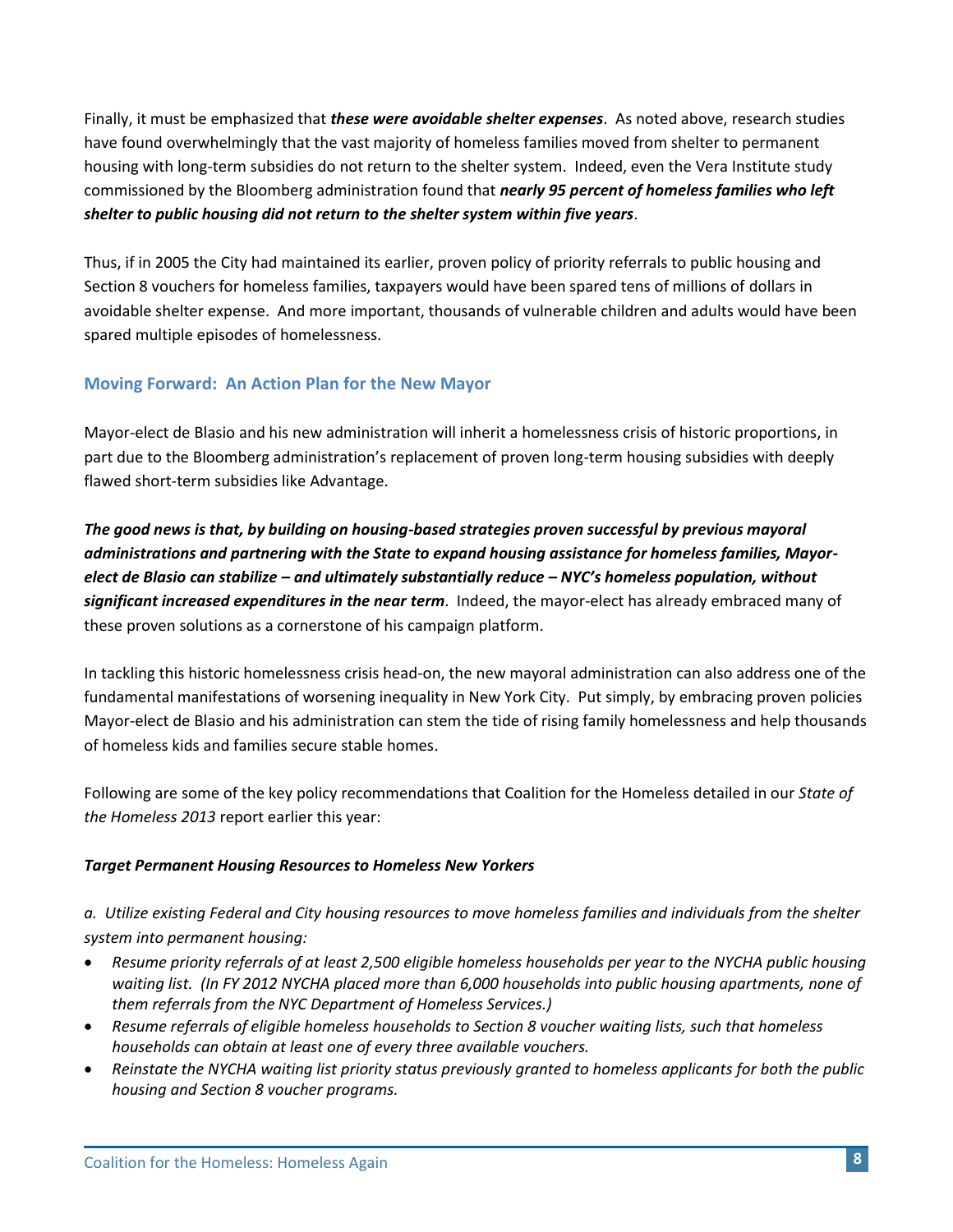Finally, it must be emphasized that ***these were avoidable shelter expenses***. As noted above, research studies have found overwhelmingly that the vast majority of homeless families moved from shelter to permanent housing with long-term subsidies do not return to the shelter system. Indeed, even the Vera Institute study commissioned by the Bloomberg administration found that ***nearly 95 percent of homeless families who left shelter to public housing did not return to the shelter system within five years***.

Thus, if in 2005 the City had maintained its earlier, proven policy of priority referrals to public housing and Section 8 vouchers for homeless families, taxpayers would have been spared tens of millions of dollars in avoidable shelter expense. And more important, thousands of vulnerable children and adults would have been spared multiple episodes of homelessness.

## Moving Forward: An Action Plan for the New Mayor

Mayor-elect de Blasio and his new administration will inherit a homelessness crisis of historic proportions, in part due to the Bloomberg administration's replacement of proven long-term housing subsidies with deeply flawed short-term subsidies like Advantage.

***The good news is that, by building on housing-based strategies proven successful by previous mayoral administrations and partnering with the State to expand housing assistance for homeless families, Mayor-elect de Blasio can stabilize – and ultimately substantially reduce – NYC's homeless population, without significant increased expenditures in the near term***. Indeed, the mayor-elect has already embraced many of these proven solutions as a cornerstone of his campaign platform.

In tackling this historic homelessness crisis head-on, the new mayoral administration can also address one of the fundamental manifestations of worsening inequality in New York City. Put simply, by embracing proven policies Mayor-elect de Blasio and his administration can stem the tide of rising family homelessness and help thousands of homeless kids and families secure stable homes.

Following are some of the key policy recommendations that Coalition for the Homeless detailed in our *State of the Homeless 2013* report earlier this year:

***Target Permanent Housing Resources to Homeless New Yorkers***

*a. Utilize existing Federal and City housing resources to move homeless families and individuals from the shelter system into permanent housing:*

- *Resume priority referrals of at least 2,500 eligible homeless households per year to the NYCHA public housing waiting list. (In FY 2012 NYCHA placed more than 6,000 households into public housing apartments, none of them referrals from the NYC Department of Homeless Services.)*
- *Resume referrals of eligible homeless households to Section 8 voucher waiting lists, such that homeless households can obtain at least one of every three available vouchers.*
- *Reinstate the NYCHA waiting list priority status previously granted to homeless applicants for both the public housing and Section 8 voucher programs.*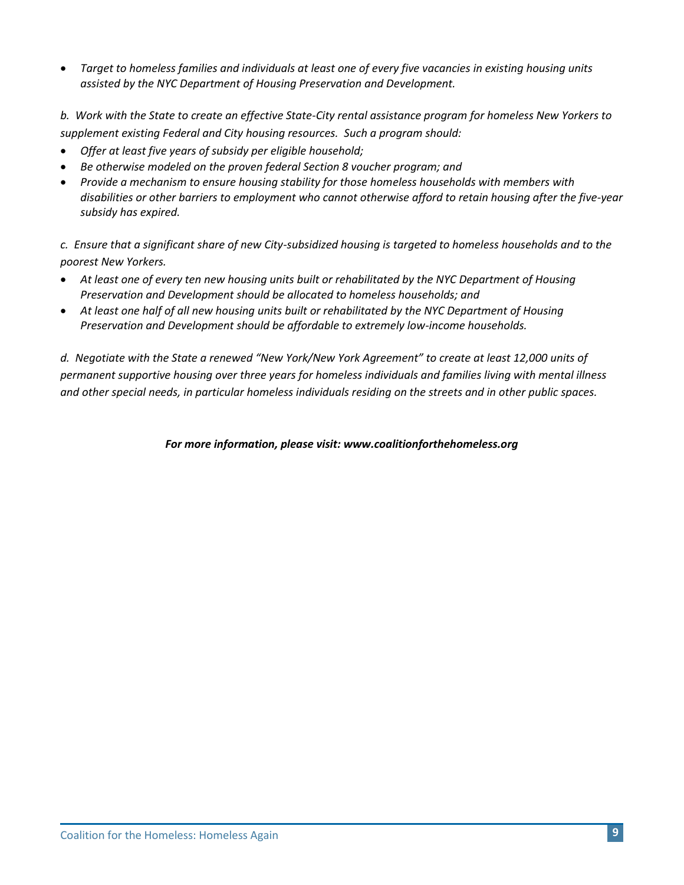- *Target to homeless families and individuals at least one of every five vacancies in existing housing units assisted by the NYC Department of Housing Preservation and Development.*

*b. Work with the State to create an effective State-City rental assistance program for homeless New Yorkers to supplement existing Federal and City housing resources. Such a program should:*

- *Offer at least five years of subsidy per eligible household;*
- *Be otherwise modeled on the proven federal Section 8 voucher program; and*
- *Provide a mechanism to ensure housing stability for those homeless households with members with disabilities or other barriers to employment who cannot otherwise afford to retain housing after the five-year subsidy has expired.*

*c. Ensure that a significant share of new City-subsidized housing is targeted to homeless households and to the poorest New Yorkers.*

- *At least one of every ten new housing units built or rehabilitated by the NYC Department of Housing Preservation and Development should be allocated to homeless households; and*
- *At least one half of all new housing units built or rehabilitated by the NYC Department of Housing Preservation and Development should be affordable to extremely low-income households.*

*d. Negotiate with the State a renewed "New York/New York Agreement" to create at least 12,000 units of permanent supportive housing over three years for homeless individuals and families living with mental illness and other special needs, in particular homeless individuals residing on the streets and in other public spaces.*

***For more information, please visit: www.coalitionforthehomeless.org***